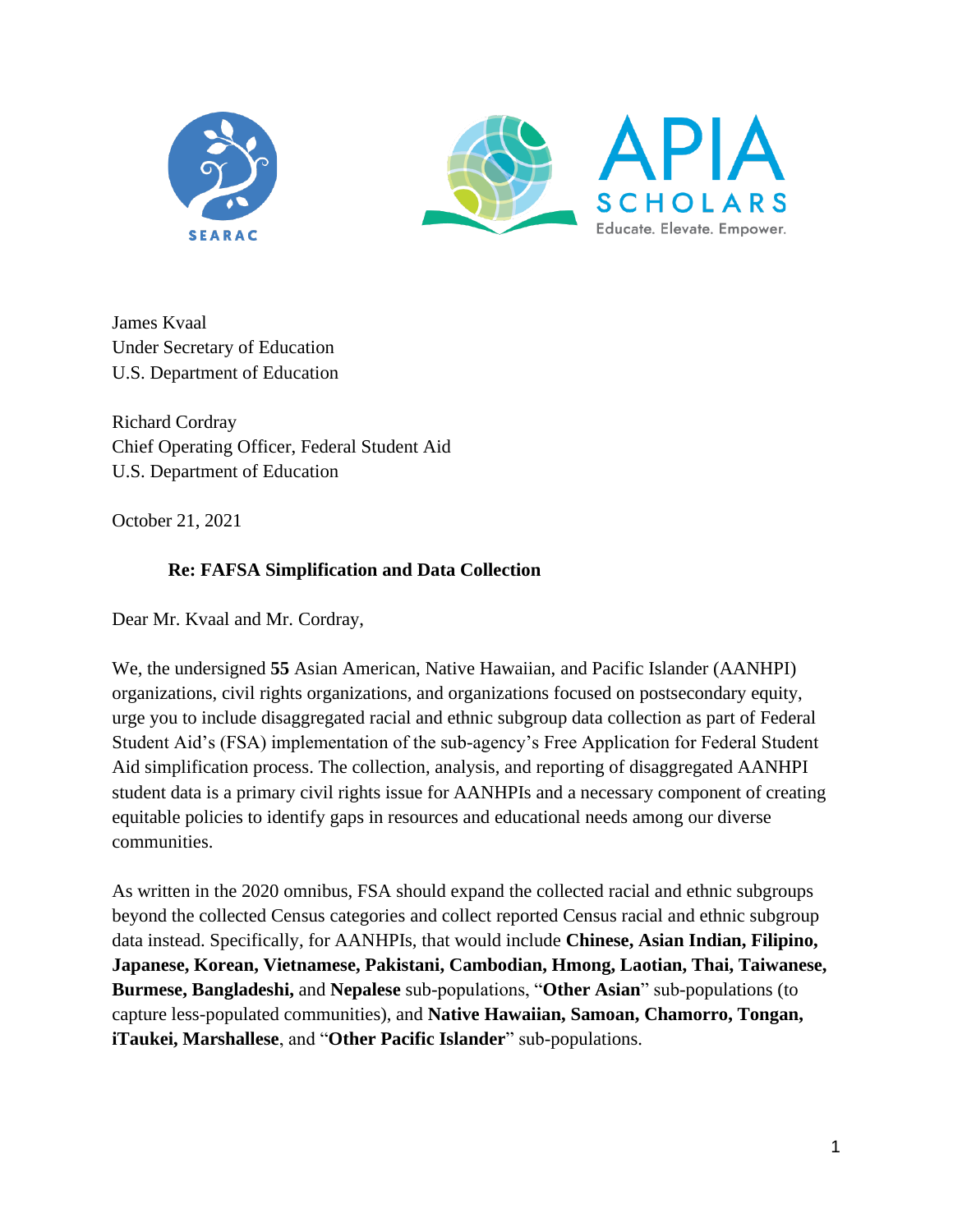SEARAC

APIA SCHOLARS
Educate. Elevate. Empower.

James Kvaal
Under Secretary of Education
U.S. Department of Education

Richard Cordray
Chief Operating Officer, Federal Student Aid
U.S. Department of Education

October 21, 2021

**Re: FAFSA Simplification and Data Collection**

Dear Mr. Kvaal and Mr. Cordray,

We, the undersigned **55** Asian American, Native Hawaiian, and Pacific Islander (AANHPI) organizations, civil rights organizations, and organizations focused on postsecondary equity, urge you to include disaggregated racial and ethnic subgroup data collection as part of Federal Student Aid's (FSA) implementation of the sub-agency's Free Application for Federal Student Aid simplification process. The collection, analysis, and reporting of disaggregated AANHPI student data is a primary civil rights issue for AANHPIs and a necessary component of creating equitable policies to identify gaps in resources and educational needs among our diverse communities.

As written in the 2020 omnibus, FSA should expand the collected racial and ethnic subgroups beyond the collected Census categories and collect reported Census racial and ethnic subgroup data instead. Specifically, for AANHPIs, that would include **Chinese, Asian Indian, Filipino, Japanese, Korean, Vietnamese, Pakistani, Cambodian, Hmong, Laotian, Thai, Taiwanese, Burmese, Bangladeshi,** and **Nepalese** sub-populations, "**Other Asian**" sub-populations (to capture less-populated communities), and **Native Hawaiian, Samoan, Chamorro, Tongan, iTaukei, Marshallese**, and "**Other Pacific Islander**" sub-populations.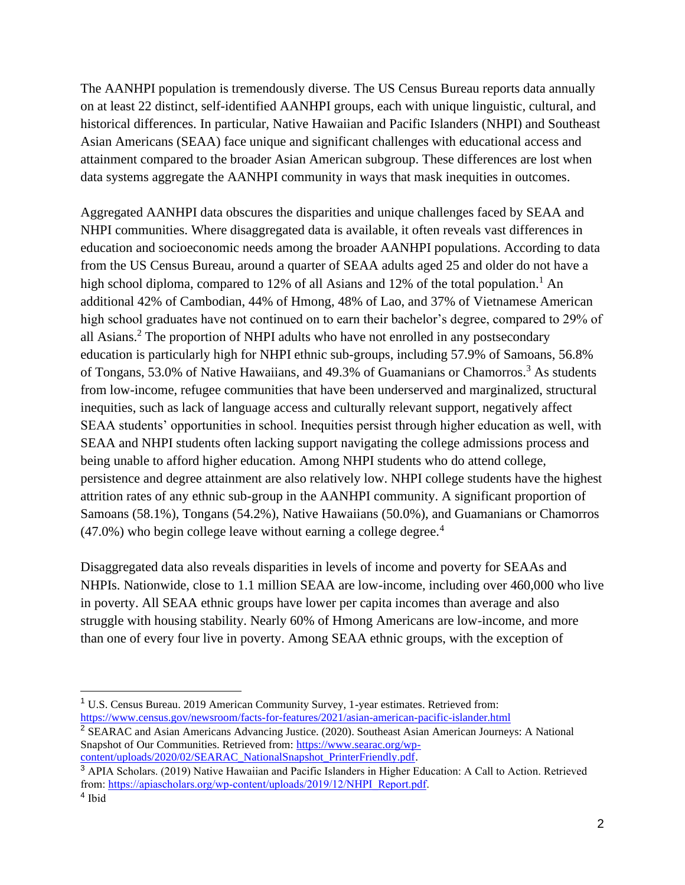The AANHPI population is tremendously diverse. The US Census Bureau reports data annually on at least 22 distinct, self-identified AANHPI groups, each with unique linguistic, cultural, and historical differences. In particular, Native Hawaiian and Pacific Islanders (NHPI) and Southeast Asian Americans (SEAA) face unique and significant challenges with educational access and attainment compared to the broader Asian American subgroup. These differences are lost when data systems aggregate the AANHPI community in ways that mask inequities in outcomes.

Aggregated AANHPI data obscures the disparities and unique challenges faced by SEAA and NHPI communities. Where disaggregated data is available, it often reveals vast differences in education and socioeconomic needs among the broader AANHPI populations. According to data from the US Census Bureau, around a quarter of SEAA adults aged 25 and older do not have a high school diploma, compared to 12% of all Asians and 12% of the total population.[1] An additional 42% of Cambodian, 44% of Hmong, 48% of Lao, and 37% of Vietnamese American high school graduates have not continued on to earn their bachelor's degree, compared to 29% of all Asians.[2] The proportion of NHPI adults who have not enrolled in any postsecondary education is particularly high for NHPI ethnic sub-groups, including 57.9% of Samoans, 56.8% of Tongans, 53.0% of Native Hawaiians, and 49.3% of Guamanians or Chamorros.[3] As students from low-income, refugee communities that have been underserved and marginalized, structural inequities, such as lack of language access and culturally relevant support, negatively affect SEAA students' opportunities in school. Inequities persist through higher education as well, with SEAA and NHPI students often lacking support navigating the college admissions process and being unable to afford higher education. Among NHPI students who do attend college, persistence and degree attainment are also relatively low. NHPI college students have the highest attrition rates of any ethnic sub-group in the AANHPI community. A significant proportion of Samoans (58.1%), Tongans (54.2%), Native Hawaiians (50.0%), and Guamanians or Chamorros (47.0%) who begin college leave without earning a college degree.[4]

Disaggregated data also reveals disparities in levels of income and poverty for SEAAs and NHPIs. Nationwide, close to 1.1 million SEAA are low-income, including over 460,000 who live in poverty. All SEAA ethnic groups have lower per capita incomes than average and also struggle with housing stability. Nearly 60% of Hmong Americans are low-income, and more than one of every four live in poverty. Among SEAA ethnic groups, with the exception of

---

[1] U.S. Census Bureau. 2019 American Community Survey, 1-year estimates. Retrieved from: https://www.census.gov/newsroom/facts-for-features/2021/asian-american-pacific-islander.html

[2] SEARAC and Asian Americans Advancing Justice. (2020). Southeast Asian American Journeys: A National Snapshot of Our Communities. Retrieved from: https://www.searac.org/wp-content/uploads/2020/02/SEARAC_NationalSnapshot_PrinterFriendly.pdf.

[3] APIA Scholars. (2019) Native Hawaiian and Pacific Islanders in Higher Education: A Call to Action. Retrieved from: https://apiascholars.org/wp-content/uploads/2019/12/NHPI_Report.pdf.

[4] Ibid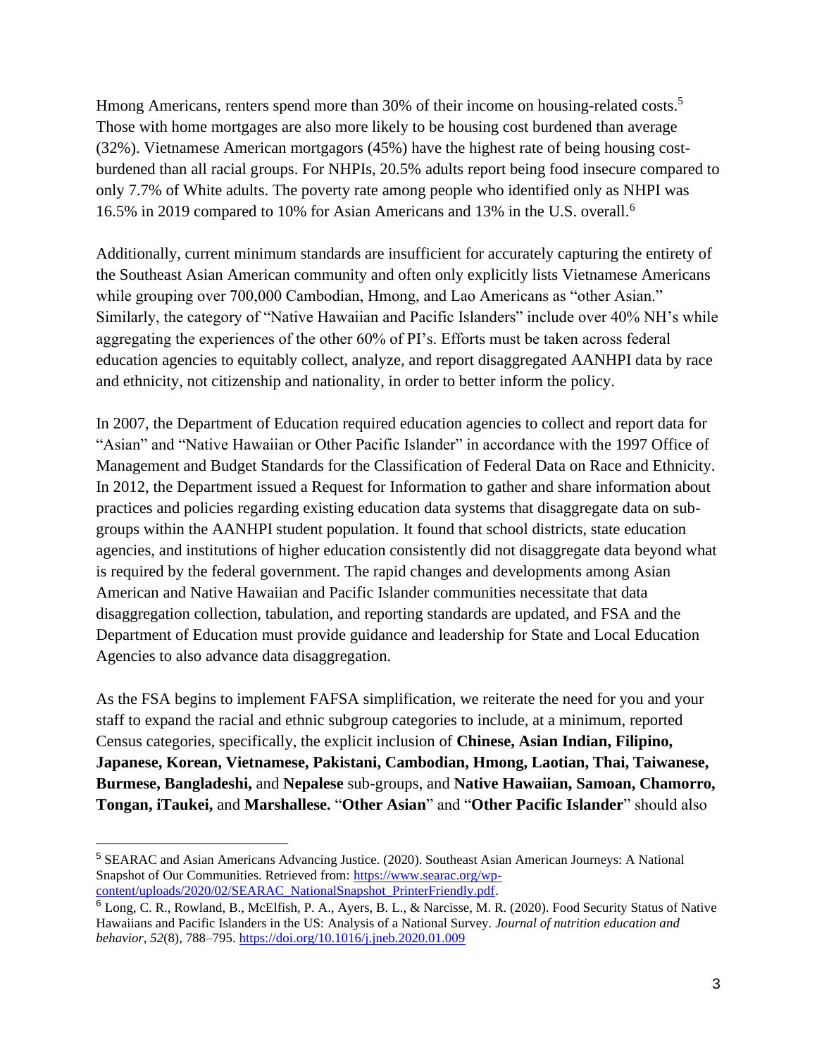Hmong Americans, renters spend more than 30% of their income on housing-related costs.[5] Those with home mortgages are also more likely to be housing cost burdened than average (32%). Vietnamese American mortgagors (45%) have the highest rate of being housing cost-burdened than all racial groups. For NHPIs, 20.5% adults report being food insecure compared to only 7.7% of White adults. The poverty rate among people who identified only as NHPI was 16.5% in 2019 compared to 10% for Asian Americans and 13% in the U.S. overall.[6]

Additionally, current minimum standards are insufficient for accurately capturing the entirety of the Southeast Asian American community and often only explicitly lists Vietnamese Americans while grouping over 700,000 Cambodian, Hmong, and Lao Americans as "other Asian." Similarly, the category of "Native Hawaiian and Pacific Islanders" include over 40% NH's while aggregating the experiences of the other 60% of PI's. Efforts must be taken across federal education agencies to equitably collect, analyze, and report disaggregated AANHPI data by race and ethnicity, not citizenship and nationality, in order to better inform the policy.

In 2007, the Department of Education required education agencies to collect and report data for "Asian" and "Native Hawaiian or Other Pacific Islander" in accordance with the 1997 Office of Management and Budget Standards for the Classification of Federal Data on Race and Ethnicity. In 2012, the Department issued a Request for Information to gather and share information about practices and policies regarding existing education data systems that disaggregate data on sub-groups within the AANHPI student population. It found that school districts, state education agencies, and institutions of higher education consistently did not disaggregate data beyond what is required by the federal government. The rapid changes and developments among Asian American and Native Hawaiian and Pacific Islander communities necessitate that data disaggregation collection, tabulation, and reporting standards are updated, and FSA and the Department of Education must provide guidance and leadership for State and Local Education Agencies to also advance data disaggregation.

As the FSA begins to implement FAFSA simplification, we reiterate the need for you and your staff to expand the racial and ethnic subgroup categories to include, at a minimum, reported Census categories, specifically, the explicit inclusion of **Chinese, Asian Indian, Filipino, Japanese, Korean, Vietnamese, Pakistani, Cambodian, Hmong, Laotian, Thai, Taiwanese, Burmese, Bangladeshi,** and **Nepalese** sub-groups, and **Native Hawaiian, Samoan, Chamorro, Tongan, iTaukei,** and **Marshallese.** "**Other Asian**" and "**Other Pacific Islander**" should also

---

[5] SEARAC and Asian Americans Advancing Justice. (2020). Southeast Asian American Journeys: A National Snapshot of Our Communities. Retrieved from: https://www.searac.org/wp-content/uploads/2020/02/SEARAC_NationalSnapshot_PrinterFriendly.pdf.

[6] Long, C. R., Rowland, B., McElfish, P. A., Ayers, B. L., & Narcisse, M. R. (2020). Food Security Status of Native Hawaiians and Pacific Islanders in the US: Analysis of a National Survey. *Journal of nutrition education and behavior*, *52*(8), 788–795. https://doi.org/10.1016/j.jneb.2020.01.009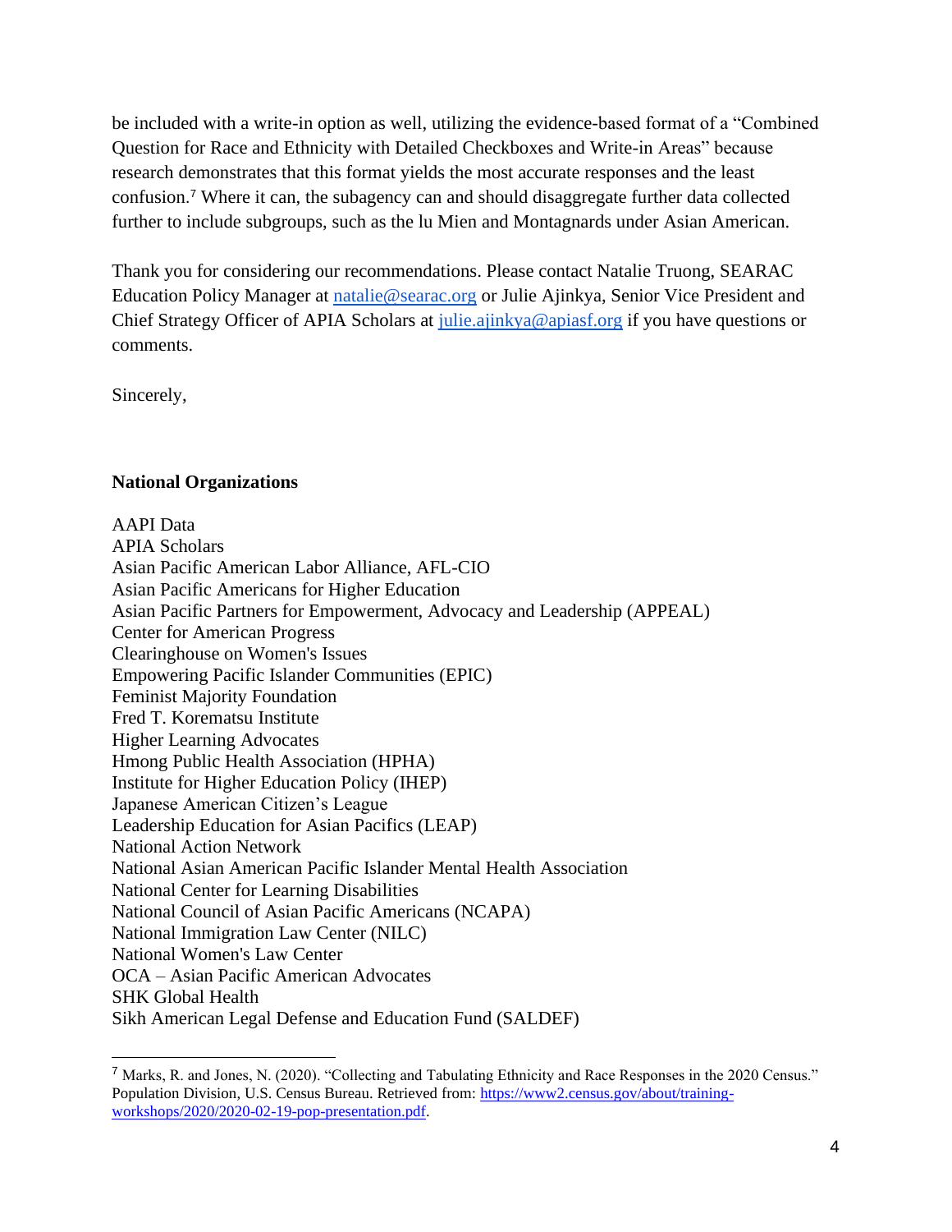be included with a write-in option as well, utilizing the evidence-based format of a "Combined Question for Race and Ethnicity with Detailed Checkboxes and Write-in Areas" because research demonstrates that this format yields the most accurate responses and the least confusion.[7] Where it can, the subagency can and should disaggregate further data collected further to include subgroups, such as the lu Mien and Montagnards under Asian American.

Thank you for considering our recommendations. Please contact Natalie Truong, SEARAC Education Policy Manager at natalie@searac.org or Julie Ajinkya, Senior Vice President and Chief Strategy Officer of APIA Scholars at julie.ajinkya@apiasf.org if you have questions or comments.

Sincerely,

**National Organizations**

AAPI Data
APIA Scholars
Asian Pacific American Labor Alliance, AFL-CIO
Asian Pacific Americans for Higher Education
Asian Pacific Partners for Empowerment, Advocacy and Leadership (APPEAL)
Center for American Progress
Clearinghouse on Women's Issues
Empowering Pacific Islander Communities (EPIC)
Feminist Majority Foundation
Fred T. Korematsu Institute
Higher Learning Advocates
Hmong Public Health Association (HPHA)
Institute for Higher Education Policy (IHEP)
Japanese American Citizen's League
Leadership Education for Asian Pacifics (LEAP)
National Action Network
National Asian American Pacific Islander Mental Health Association
National Center for Learning Disabilities
National Council of Asian Pacific Americans (NCAPA)
National Immigration Law Center (NILC)
National Women's Law Center
OCA – Asian Pacific American Advocates
SHK Global Health
Sikh American Legal Defense and Education Fund (SALDEF)

---

[7] Marks, R. and Jones, N. (2020). "Collecting and Tabulating Ethnicity and Race Responses in the 2020 Census." Population Division, U.S. Census Bureau. Retrieved from: https://www2.census.gov/about/training-workshops/2020/2020-02-19-pop-presentation.pdf.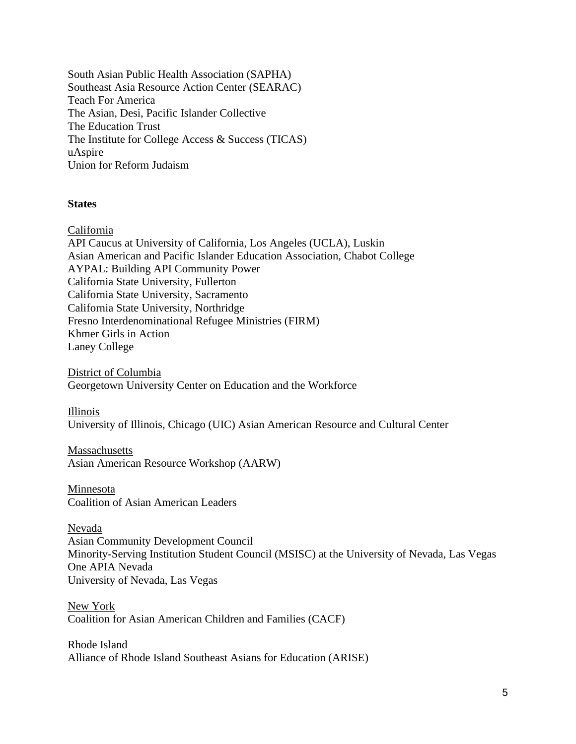South Asian Public Health Association (SAPHA)
Southeast Asia Resource Action Center (SEARAC)
Teach For America
The Asian, Desi, Pacific Islander Collective
The Education Trust
The Institute for College Access & Success (TICAS)
uAspire
Union for Reform Judaism

**States**

California
API Caucus at University of California, Los Angeles (UCLA), Luskin
Asian American and Pacific Islander Education Association, Chabot College
AYPAL: Building API Community Power
California State University, Fullerton
California State University, Sacramento
California State University, Northridge
Fresno Interdenominational Refugee Ministries (FIRM)
Khmer Girls in Action
Laney College

District of Columbia
Georgetown University Center on Education and the Workforce

Illinois
University of Illinois, Chicago (UIC) Asian American Resource and Cultural Center

Massachusetts
Asian American Resource Workshop (AARW)

Minnesota
Coalition of Asian American Leaders

Nevada
Asian Community Development Council
Minority-Serving Institution Student Council (MSISC) at the University of Nevada, Las Vegas
One APIA Nevada
University of Nevada, Las Vegas

New York
Coalition for Asian American Children and Families (CACF)

Rhode Island
Alliance of Rhode Island Southeast Asians for Education (ARISE)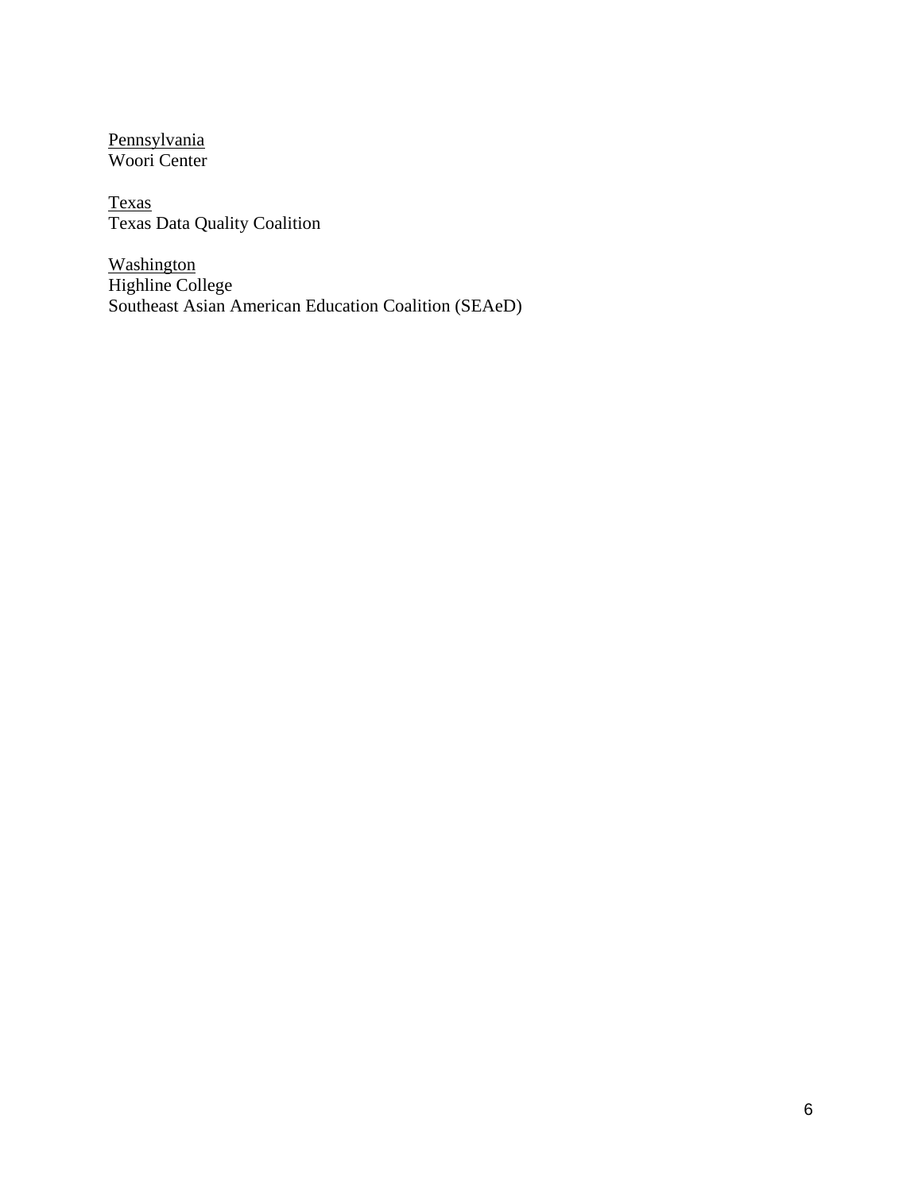<u>Pennsylvania</u>
Woori Center

<u>Texas</u>
Texas Data Quality Coalition

<u>Washington</u>
Highline College
Southeast Asian American Education Coalition (SEAeD)